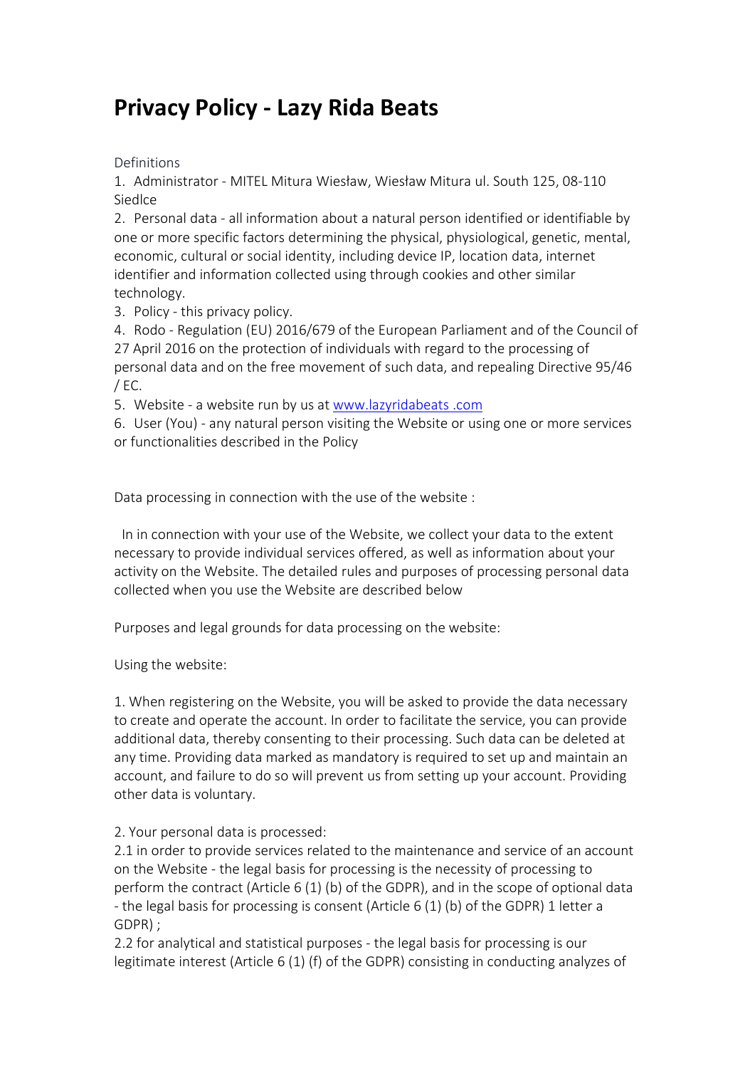# Privacy Policy - Lazy Rida Beats

Definitions

1. Administrator - MITEL Mitura Wiesław, Wiesław Mitura ul. South 125, 08-110 Siedlce
2. Personal data - all information about a natural person identified or identifiable by one or more specific factors determining the physical, physiological, genetic, mental, economic, cultural or social identity, including device IP, location data, internet identifier and information collected using through cookies and other similar technology.
3. Policy - this privacy policy.
4. Rodo - Regulation (EU) 2016/679 of the European Parliament and of the Council of 27 April 2016 on the protection of individuals with regard to the processing of personal data and on the free movement of such data, and repealing Directive 95/46 / EC.
5. Website - a website run by us at [www.lazyridabeats .com](www.lazyridabeats.com)
6. User (You) - any natural person visiting the Website or using one or more services or functionalities described in the Policy

Data processing in connection with the use of the website :

In in connection with your use of the Website, we collect your data to the extent necessary to provide individual services offered, as well as information about your activity on the Website. The detailed rules and purposes of processing personal data collected when you use the Website are described below

Purposes and legal grounds for data processing on the website:

Using the website:

1. When registering on the Website, you will be asked to provide the data necessary to create and operate the account. In order to facilitate the service, you can provide additional data, thereby consenting to their processing. Such data can be deleted at any time. Providing data marked as mandatory is required to set up and maintain an account, and failure to do so will prevent us from setting up your account. Providing other data is voluntary.

2. Your personal data is processed:

2.1 in order to provide services related to the maintenance and service of an account on the Website - the legal basis for processing is the necessity of processing to perform the contract (Article 6 (1) (b) of the GDPR), and in the scope of optional data - the legal basis for processing is consent (Article 6 (1) (b) of the GDPR) 1 letter a GDPR) ;

2.2 for analytical and statistical purposes - the legal basis for processing is our legitimate interest (Article 6 (1) (f) of the GDPR) consisting in conducting analyzes of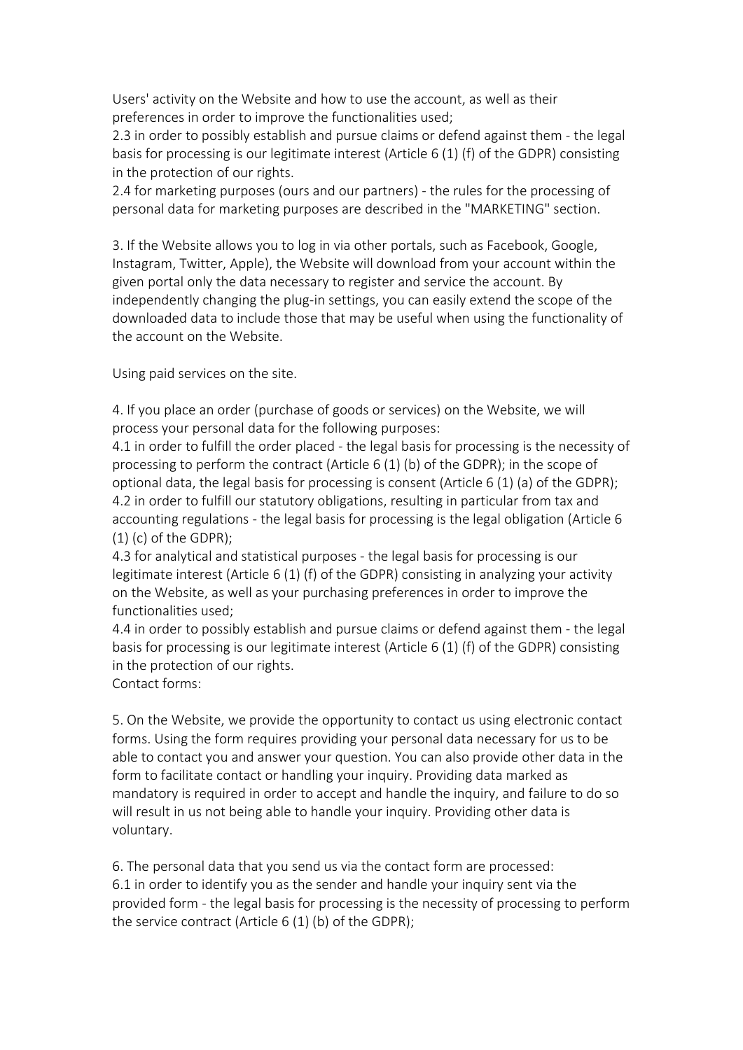Users' activity on the Website and how to use the account, as well as their preferences in order to improve the functionalities used;
2.3 in order to possibly establish and pursue claims or defend against them - the legal basis for processing is our legitimate interest (Article 6 (1) (f) of the GDPR) consisting in the protection of our rights.
2.4 for marketing purposes (ours and our partners) - the rules for the processing of personal data for marketing purposes are described in the "MARKETING" section.

3. If the Website allows you to log in via other portals, such as Facebook, Google, Instagram, Twitter, Apple), the Website will download from your account within the given portal only the data necessary to register and service the account. By independently changing the plug-in settings, you can easily extend the scope of the downloaded data to include those that may be useful when using the functionality of the account on the Website.

Using paid services on the site.

4. If you place an order (purchase of goods or services) on the Website, we will process your personal data for the following purposes:
4.1 in order to fulfill the order placed - the legal basis for processing is the necessity of processing to perform the contract (Article 6 (1) (b) of the GDPR); in the scope of optional data, the legal basis for processing is consent (Article 6 (1) (a) of the GDPR);
4.2 in order to fulfill our statutory obligations, resulting in particular from tax and accounting regulations - the legal basis for processing is the legal obligation (Article 6 (1) (c) of the GDPR);
4.3 for analytical and statistical purposes - the legal basis for processing is our legitimate interest (Article 6 (1) (f) of the GDPR) consisting in analyzing your activity on the Website, as well as your purchasing preferences in order to improve the functionalities used;
4.4 in order to possibly establish and pursue claims or defend against them - the legal basis for processing is our legitimate interest (Article 6 (1) (f) of the GDPR) consisting in the protection of our rights.
Contact forms:

5. On the Website, we provide the opportunity to contact us using electronic contact forms. Using the form requires providing your personal data necessary for us to be able to contact you and answer your question. You can also provide other data in the form to facilitate contact or handling your inquiry. Providing data marked as mandatory is required in order to accept and handle the inquiry, and failure to do so will result in us not being able to handle your inquiry. Providing other data is voluntary.

6. The personal data that you send us via the contact form are processed:
6.1 in order to identify you as the sender and handle your inquiry sent via the provided form - the legal basis for processing is the necessity of processing to perform the service contract (Article 6 (1) (b) of the GDPR);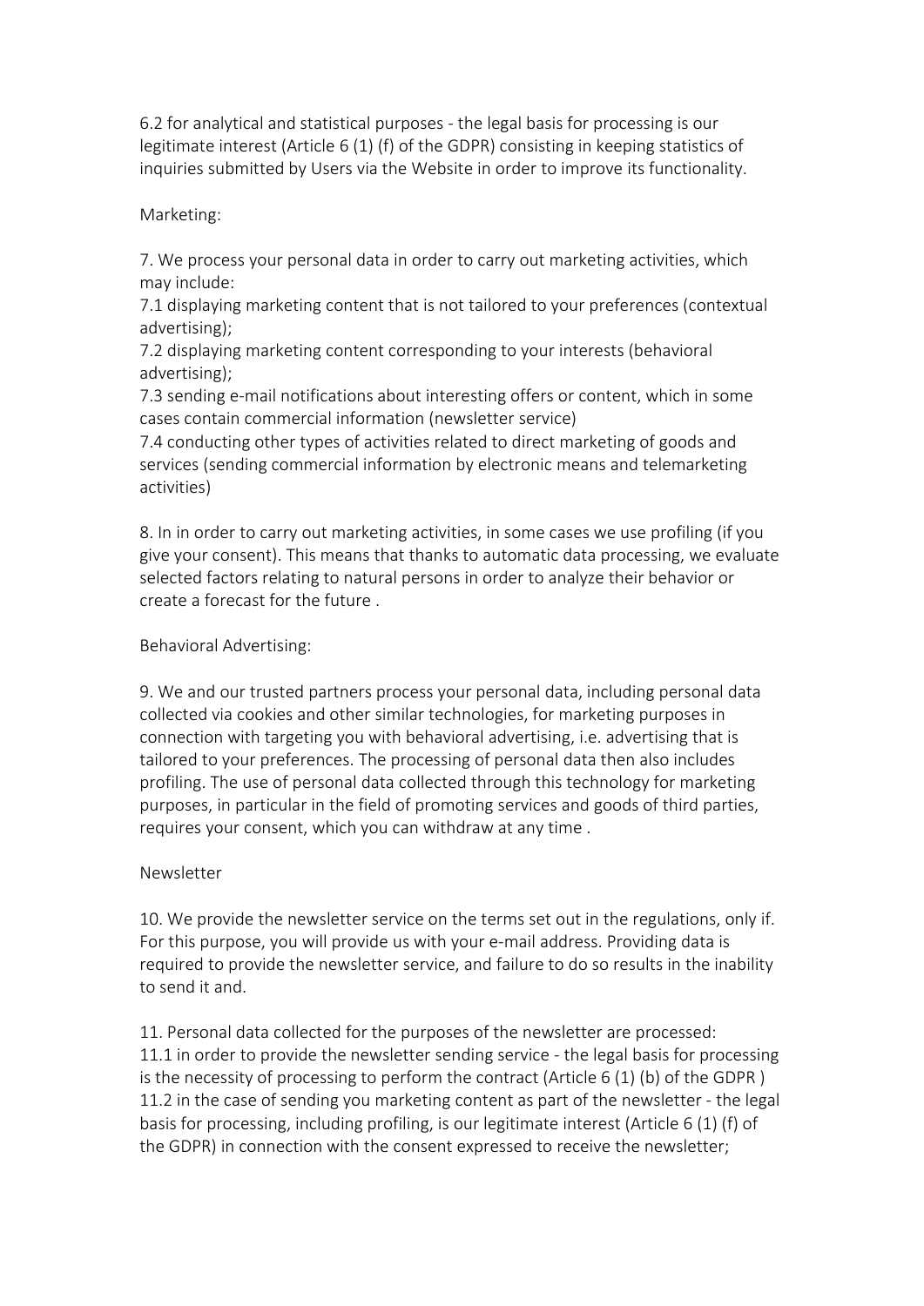6.2 for analytical and statistical purposes - the legal basis for processing is our legitimate interest (Article 6 (1) (f) of the GDPR) consisting in keeping statistics of inquiries submitted by Users via the Website in order to improve its functionality.

Marketing:

7. We process your personal data in order to carry out marketing activities, which may include:
7.1 displaying marketing content that is not tailored to your preferences (contextual advertising);
7.2 displaying marketing content corresponding to your interests (behavioral advertising);
7.3 sending e-mail notifications about interesting offers or content, which in some cases contain commercial information (newsletter service)
7.4 conducting other types of activities related to direct marketing of goods and services (sending commercial information by electronic means and telemarketing activities)

8. In in order to carry out marketing activities, in some cases we use profiling (if you give your consent). This means that thanks to automatic data processing, we evaluate selected factors relating to natural persons in order to analyze their behavior or create a forecast for the future .

Behavioral Advertising:

9. We and our trusted partners process your personal data, including personal data collected via cookies and other similar technologies, for marketing purposes in connection with targeting you with behavioral advertising, i.e. advertising that is tailored to your preferences. The processing of personal data then also includes profiling. The use of personal data collected through this technology for marketing purposes, in particular in the field of promoting services and goods of third parties, requires your consent, which you can withdraw at any time .

Newsletter

10. We provide the newsletter service on the terms set out in the regulations, only if. For this purpose, you will provide us with your e-mail address. Providing data is required to provide the newsletter service, and failure to do so results in the inability to send it and.

11. Personal data collected for the purposes of the newsletter are processed:
11.1 in order to provide the newsletter sending service - the legal basis for processing is the necessity of processing to perform the contract (Article 6 (1) (b) of the GDPR )
11.2 in the case of sending you marketing content as part of the newsletter - the legal basis for processing, including profiling, is our legitimate interest (Article 6 (1) (f) of the GDPR) in connection with the consent expressed to receive the newsletter;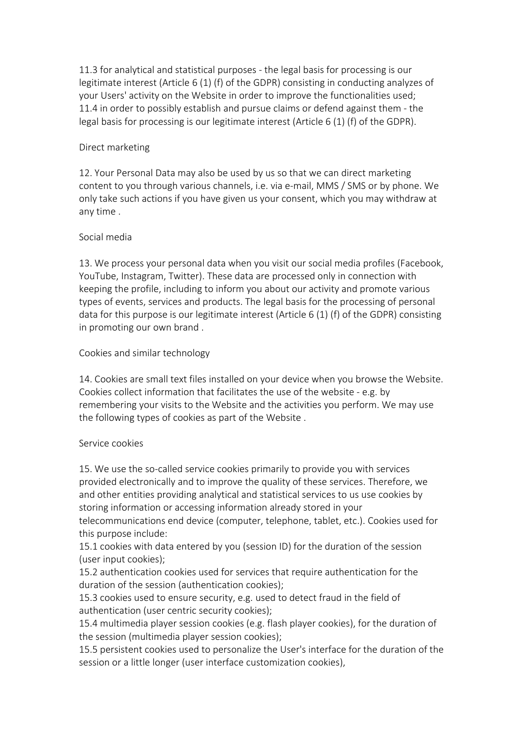11.3 for analytical and statistical purposes - the legal basis for processing is our legitimate interest (Article 6 (1) (f) of the GDPR) consisting in conducting analyzes of your Users' activity on the Website in order to improve the functionalities used;
11.4 in order to possibly establish and pursue claims or defend against them - the legal basis for processing is our legitimate interest (Article 6 (1) (f) of the GDPR).

## Direct marketing

12. Your Personal Data may also be used by us so that we can direct marketing content to you through various channels, i.e. via e-mail, MMS / SMS or by phone. We only take such actions if you have given us your consent, which you may withdraw at any time .

## Social media

13. We process your personal data when you visit our social media profiles (Facebook, YouTube, Instagram, Twitter). These data are processed only in connection with keeping the profile, including to inform you about our activity and promote various types of events, services and products. The legal basis for the processing of personal data for this purpose is our legitimate interest (Article 6 (1) (f) of the GDPR) consisting in promoting our own brand .

## Cookies and similar technology

14. Cookies are small text files installed on your device when you browse the Website. Cookies collect information that facilitates the use of the website - e.g. by remembering your visits to the Website and the activities you perform. We may use the following types of cookies as part of the Website .

## Service cookies

15. We use the so-called service cookies primarily to provide you with services provided electronically and to improve the quality of these services. Therefore, we and other entities providing analytical and statistical services to us use cookies by storing information or accessing information already stored in your telecommunications end device (computer, telephone, tablet, etc.). Cookies used for this purpose include:
15.1 cookies with data entered by you (session ID) for the duration of the session (user input cookies);
15.2 authentication cookies used for services that require authentication for the duration of the session (authentication cookies);
15.3 cookies used to ensure security, e.g. used to detect fraud in the field of authentication (user centric security cookies);
15.4 multimedia player session cookies (e.g. flash player cookies), for the duration of the session (multimedia player session cookies);
15.5 persistent cookies used to personalize the User's interface for the duration of the session or a little longer (user interface customization cookies),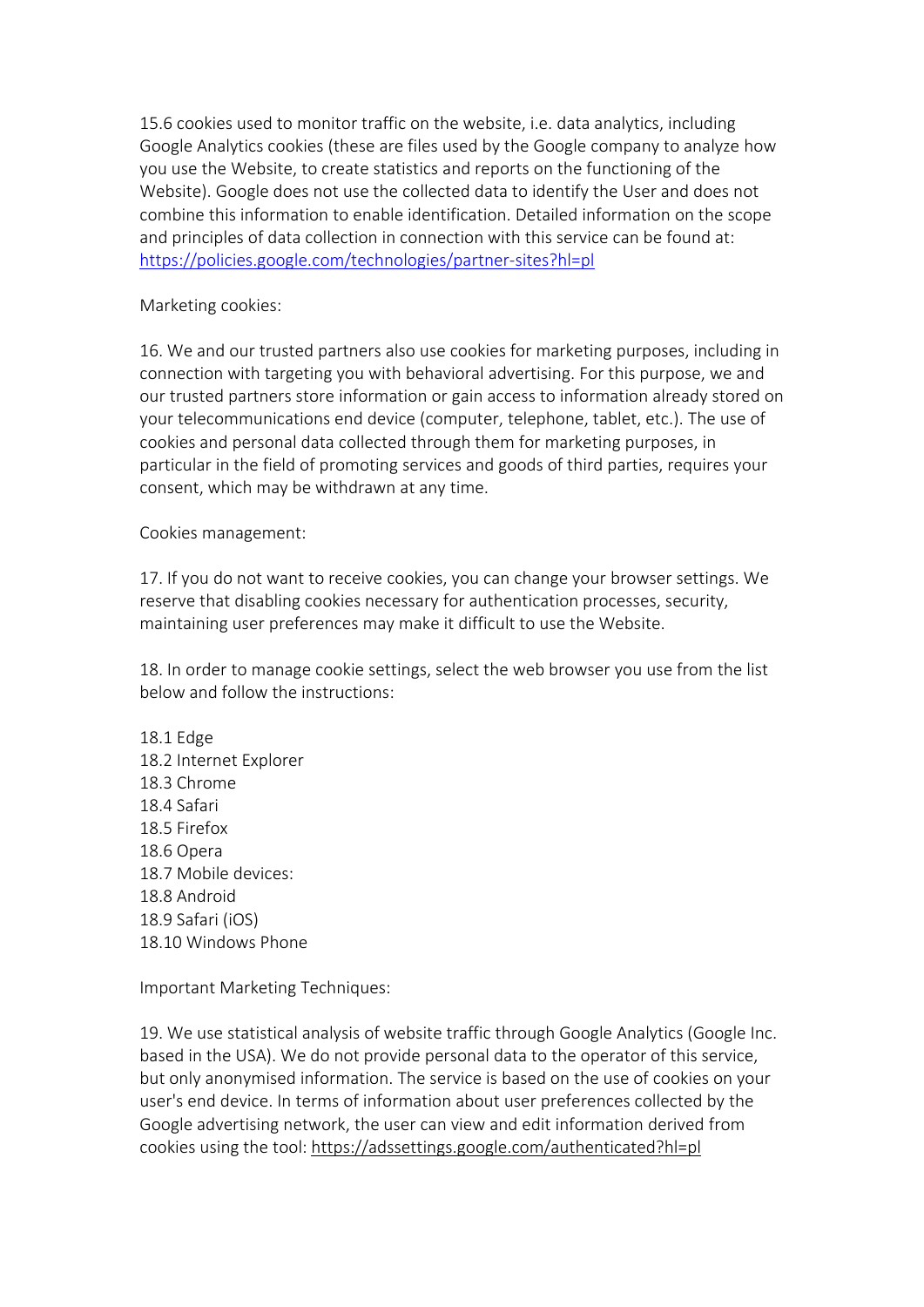15.6 cookies used to monitor traffic on the website, i.e. data analytics, including Google Analytics cookies (these are files used by the Google company to analyze how you use the Website, to create statistics and reports on the functioning of the Website). Google does not use the collected data to identify the User and does not combine this information to enable identification. Detailed information on the scope and principles of data collection in connection with this service can be found at: [https://policies.google.com/technologies/partner-sites?hl=pl](https://policies.google.com/technologies/partner-sites?hl=pl)

Marketing cookies:

16. We and our trusted partners also use cookies for marketing purposes, including in connection with targeting you with behavioral advertising. For this purpose, we and our trusted partners store information or gain access to information already stored on your telecommunications end device (computer, telephone, tablet, etc.). The use of cookies and personal data collected through them for marketing purposes, in particular in the field of promoting services and goods of third parties, requires your consent, which may be withdrawn at any time.

Cookies management:

17. If you do not want to receive cookies, you can change your browser settings. We reserve that disabling cookies necessary for authentication processes, security, maintaining user preferences may make it difficult to use the Website.

18. In order to manage cookie settings, select the web browser you use from the list below and follow the instructions:

18.1 Edge
18.2 Internet Explorer
18.3 Chrome
18.4 Safari
18.5 Firefox
18.6 Opera
18.7 Mobile devices:
18.8 Android
18.9 Safari (iOS)
18.10 Windows Phone

Important Marketing Techniques:

19. We use statistical analysis of website traffic through Google Analytics (Google Inc. based in the USA). We do not provide personal data to the operator of this service, but only anonymised information. The service is based on the use of cookies on your user's end device. In terms of information about user preferences collected by the Google advertising network, the user can view and edit information derived from cookies using the tool: https://adssettings.google.com/authenticated?hl=pl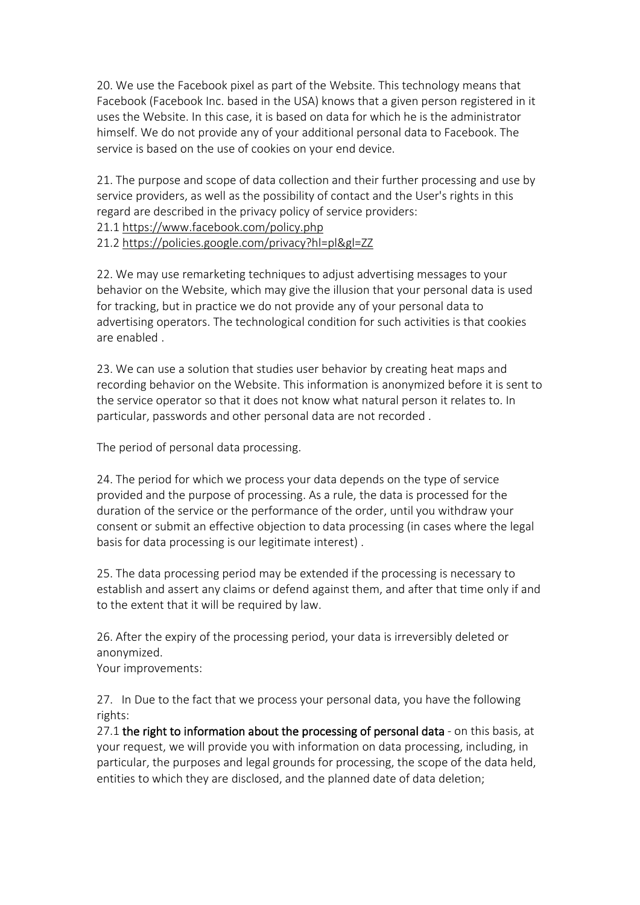20. We use the Facebook pixel as part of the Website. This technology means that Facebook (Facebook Inc. based in the USA) knows that a given person registered in it uses the Website. In this case, it is based on data for which he is the administrator himself. We do not provide any of your additional personal data to Facebook. The service is based on the use of cookies on your end device.

21. The purpose and scope of data collection and their further processing and use by service providers, as well as the possibility of contact and the User's rights in this regard are described in the privacy policy of service providers:
21.1 https://www.facebook.com/policy.php
21.2 https://policies.google.com/privacy?hl=pl&gl=ZZ

22. We may use remarketing techniques to adjust advertising messages to your behavior on the Website, which may give the illusion that your personal data is used for tracking, but in practice we do not provide any of your personal data to advertising operators. The technological condition for such activities is that cookies are enabled .

23. We can use a solution that studies user behavior by creating heat maps and recording behavior on the Website. This information is anonymized before it is sent to the service operator so that it does not know what natural person it relates to. In particular, passwords and other personal data are not recorded .

The period of personal data processing.

24. The period for which we process your data depends on the type of service provided and the purpose of processing. As a rule, the data is processed for the duration of the service or the performance of the order, until you withdraw your consent or submit an effective objection to data processing (in cases where the legal basis for data processing is our legitimate interest) .

25. The data processing period may be extended if the processing is necessary to establish and assert any claims or defend against them, and after that time only if and to the extent that it will be required by law.

26. After the expiry of the processing period, your data is irreversibly deleted or anonymized.
Your improvements:

27. In Due to the fact that we process your personal data, you have the following rights:
27.1 **the right to information about the processing of personal data** - on this basis, at your request, we will provide you with information on data processing, including, in particular, the purposes and legal grounds for processing, the scope of the data held, entities to which they are disclosed, and the planned date of data deletion;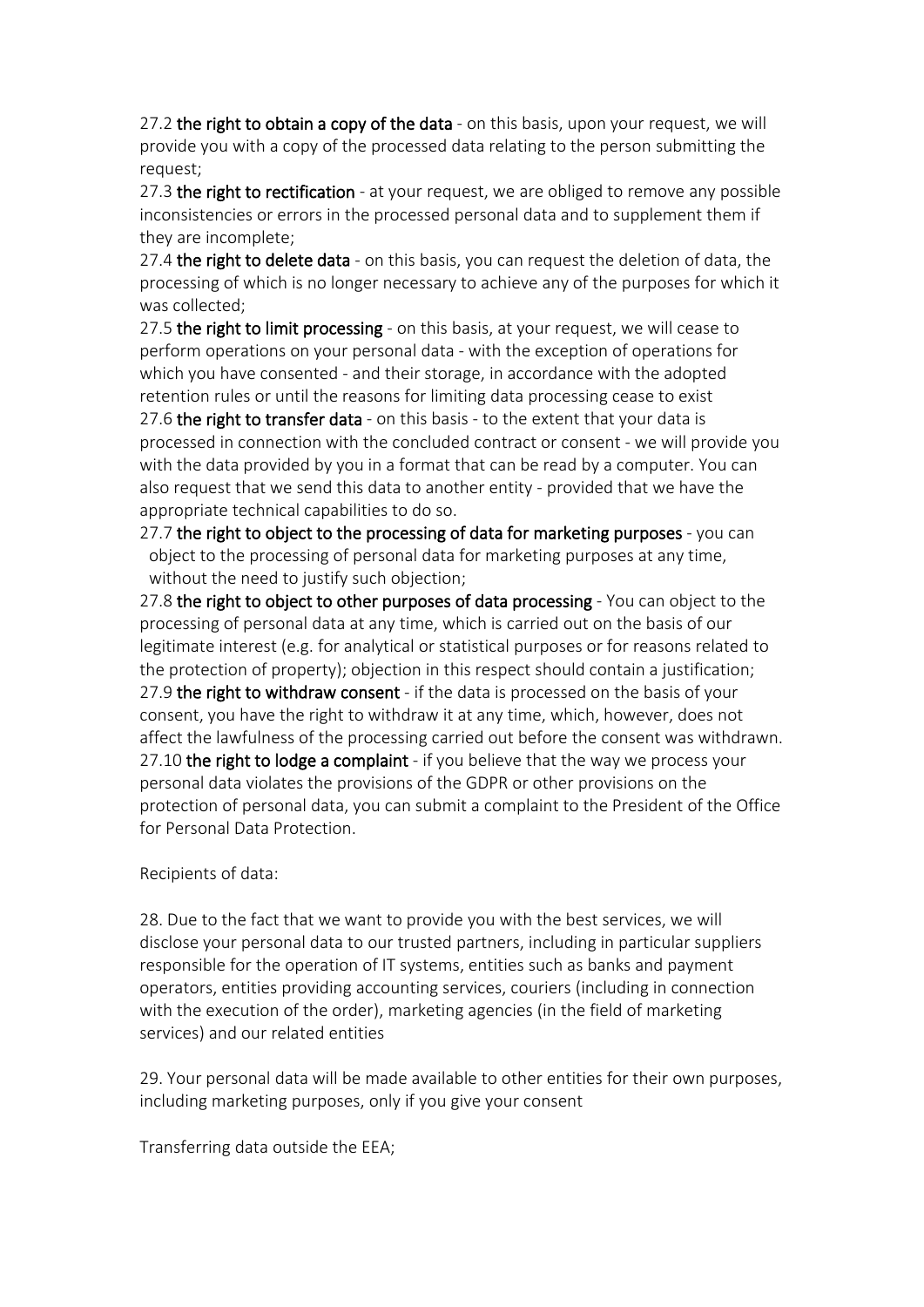27.2 **the right to obtain a copy of the data** - on this basis, upon your request, we will provide you with a copy of the processed data relating to the person submitting the request;

27.3 **the right to rectification** - at your request, we are obliged to remove any possible inconsistencies or errors in the processed personal data and to supplement them if they are incomplete;

27.4 **the right to delete data** - on this basis, you can request the deletion of data, the processing of which is no longer necessary to achieve any of the purposes for which it was collected;

27.5 **the right to limit processing** - on this basis, at your request, we will cease to perform operations on your personal data - with the exception of operations for which you have consented - and their storage, in accordance with the adopted retention rules or until the reasons for limiting data processing cease to exist

27.6 **the right to transfer data** - on this basis - to the extent that your data is processed in connection with the concluded contract or consent - we will provide you with the data provided by you in a format that can be read by a computer. You can also request that we send this data to another entity - provided that we have the appropriate technical capabilities to do so.

27.7 **the right to object to the processing of data for marketing purposes** - you can object to the processing of personal data for marketing purposes at any time, without the need to justify such objection;

27.8 **the right to object to other purposes of data processing** - You can object to the processing of personal data at any time, which is carried out on the basis of our legitimate interest (e.g. for analytical or statistical purposes or for reasons related to the protection of property); objection in this respect should contain a justification;

27.9 **the right to withdraw consent** - if the data is processed on the basis of your consent, you have the right to withdraw it at any time, which, however, does not affect the lawfulness of the processing carried out before the consent was withdrawn.

27.10 **the right to lodge a complaint** - if you believe that the way we process your personal data violates the provisions of the GDPR or other provisions on the protection of personal data, you can submit a complaint to the President of the Office for Personal Data Protection.

Recipients of data:

28. Due to the fact that we want to provide you with the best services, we will disclose your personal data to our trusted partners, including in particular suppliers responsible for the operation of IT systems, entities such as banks and payment operators, entities providing accounting services, couriers (including in connection with the execution of the order), marketing agencies (in the field of marketing services) and our related entities

29. Your personal data will be made available to other entities for their own purposes, including marketing purposes, only if you give your consent

Transferring data outside the EEA;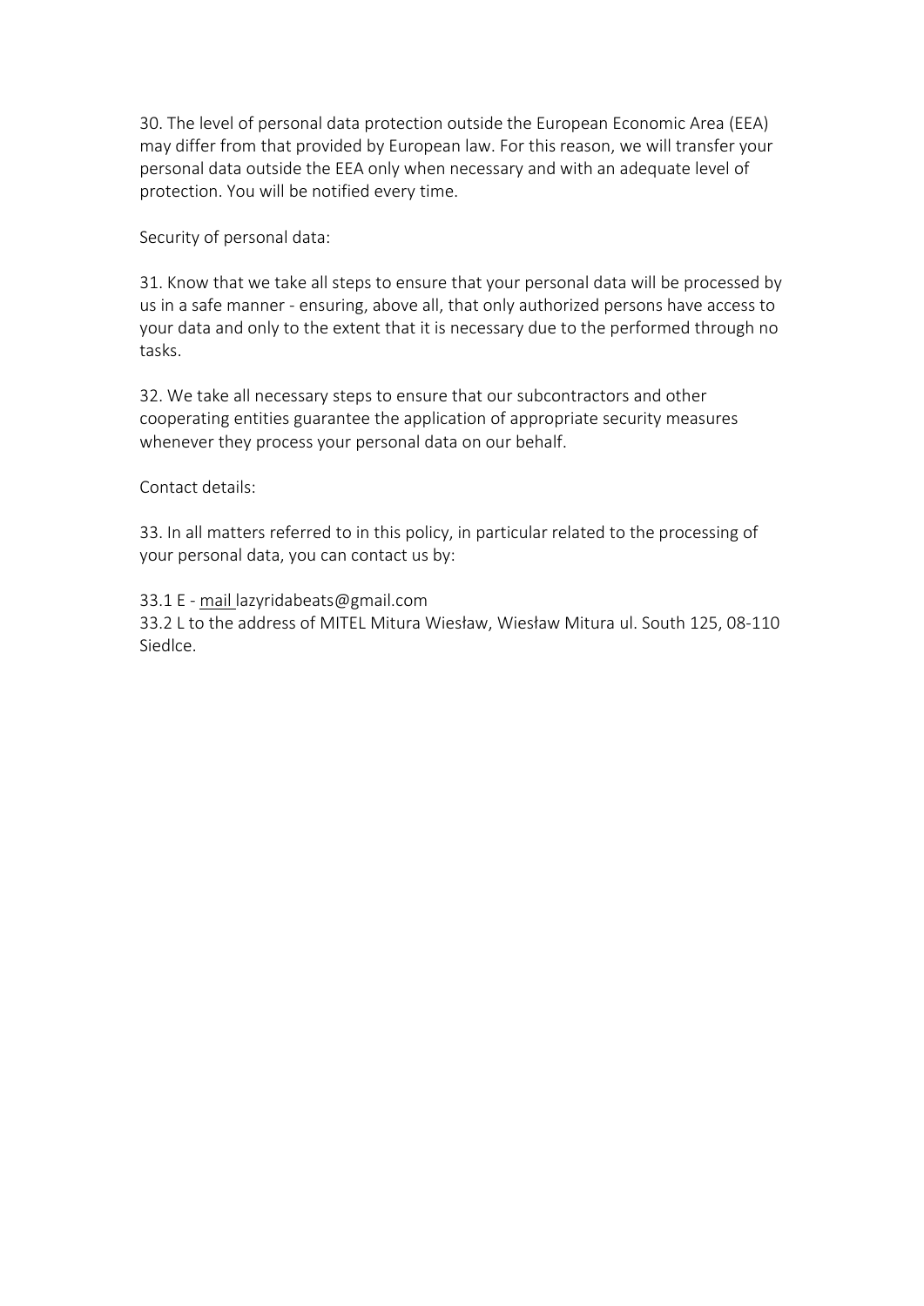30. The level of personal data protection outside the European Economic Area (EEA) may differ from that provided by European law. For this reason, we will transfer your personal data outside the EEA only when necessary and with an adequate level of protection. You will be notified every time.

Security of personal data:

31. Know that we take all steps to ensure that your personal data will be processed by us in a safe manner - ensuring, above all, that only authorized persons have access to your data and only to the extent that it is necessary due to the performed through no tasks.

32. We take all necessary steps to ensure that our subcontractors and other cooperating entities guarantee the application of appropriate security measures whenever they process your personal data on our behalf.

Contact details:

33. In all matters referred to in this policy, in particular related to the processing of your personal data, you can contact us by:

33.1 E - mail lazyridabeats@gmail.com
33.2 L to the address of MITEL Mitura Wiesław, Wiesław Mitura ul. South 125, 08-110 Siedlce.